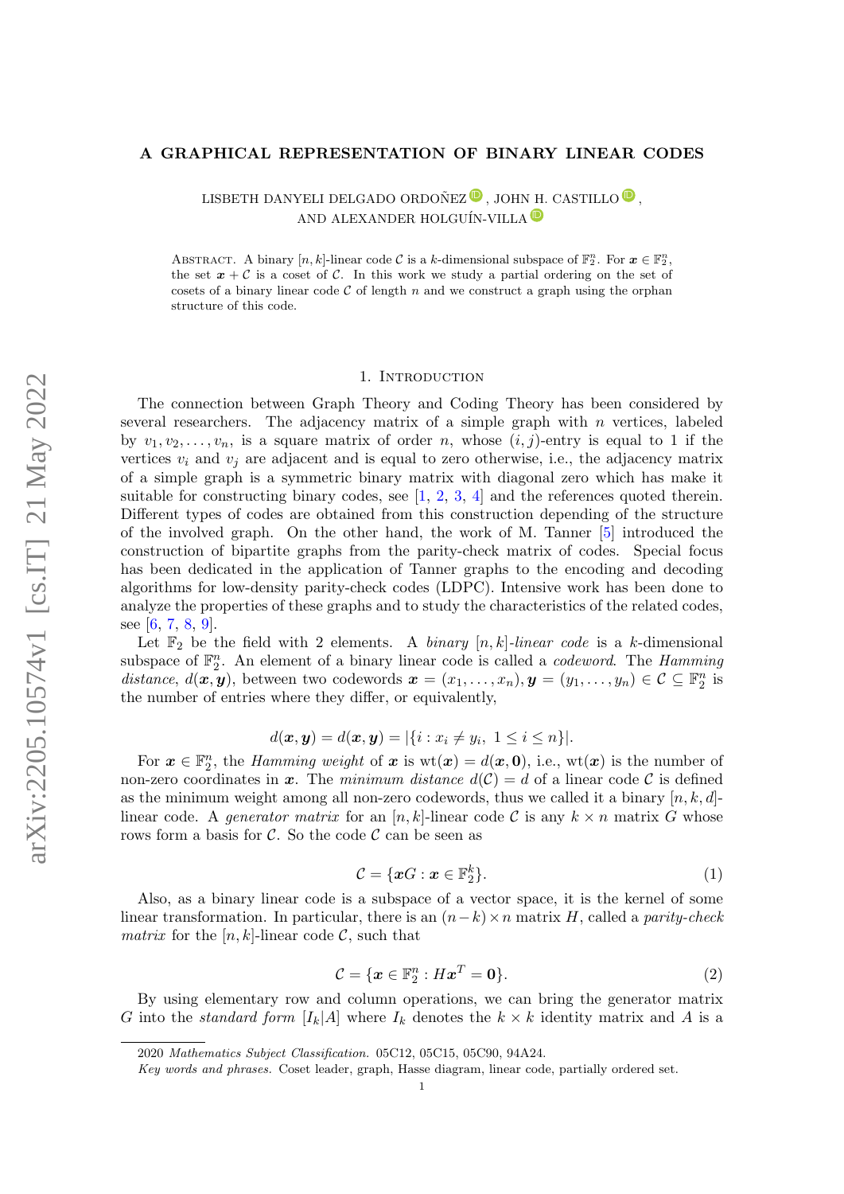# A GRAPHICAL REPRESENTATION OF BINARY LINEAR CODES

LISBETH DANYELI DELGADO ORDOÑEZ, JOHN H. CASTILLO, AND ALEXANDER HOLGUÍN-VILLA

Abstract. A binary $[n, k]$-linear code $\mathcal{C}$ is a $k$-dimensional subspace of $\mathbb{F}_2^n$. For $\boldsymbol{x} \in \mathbb{F}_2^n$, the set $\boldsymbol{x} + \mathcal{C}$ is a coset of $\mathcal{C}$. In this work we study a partial ordering on the set of cosets of a binary linear code $\mathcal{C}$ of length $n$ and we construct a graph using the orphan structure of this code.

## 1. Introduction

The connection between Graph Theory and Coding Theory has been considered by several researchers. The adjacency matrix of a simple graph with $n$ vertices, labeled by $v_1, v_2, \ldots, v_n$, is a square matrix of order $n$, whose $(i, j)$-entry is equal to 1 if the vertices $v_i$ and $v_j$ are adjacent and is equal to zero otherwise, i.e., the adjacency matrix of a simple graph is a symmetric binary matrix with diagonal zero which has make it suitable for constructing binary codes, see [1, 2, 3, 4] and the references quoted therein. Different types of codes are obtained from this construction depending of the structure of the involved graph. On the other hand, the work of M. Tanner [5] introduced the construction of bipartite graphs from the parity-check matrix of codes. Special focus has been dedicated in the application of Tanner graphs to the encoding and decoding algorithms for low-density parity-check codes (LDPC). Intensive work has been done to analyze the properties of these graphs and to study the characteristics of the related codes, see [6, 7, 8, 9].

Let $\mathbb{F}_2$ be the field with 2 elements. A *binary $[n, k]$-linear code* is a $k$-dimensional subspace of $\mathbb{F}_2^n$. An element of a binary linear code is called a *codeword*. The *Hamming distance*, $d(\boldsymbol{x}, \boldsymbol{y})$, between two codewords $\boldsymbol{x} = (x_1, \ldots, x_n), \boldsymbol{y} = (y_1, \ldots, y_n) \in \mathcal{C} \subseteq \mathbb{F}_2^n$ is the number of entries where they differ, or equivalently,

$$d(\boldsymbol{x}, \boldsymbol{y}) = d(\boldsymbol{x}, \boldsymbol{y}) = |\{i : x_i \neq y_i,\ 1 \leq i \leq n\}|.$$

For $\boldsymbol{x} \in \mathbb{F}_2^n$, the *Hamming weight* of $\boldsymbol{x}$ is $\mathrm{wt}(\boldsymbol{x}) = d(\boldsymbol{x}, \boldsymbol{0})$, i.e., $\mathrm{wt}(\boldsymbol{x})$ is the number of non-zero coordinates in $\boldsymbol{x}$. The *minimum distance* $d(\mathcal{C}) = d$ of a linear code $\mathcal{C}$ is defined as the minimum weight among all non-zero codewords, thus we called it a binary $[n, k, d]$-linear code. A *generator matrix* for an $[n, k]$-linear code $\mathcal{C}$ is any $k \times n$ matrix $G$ whose rows form a basis for $\mathcal{C}$. So the code $\mathcal{C}$ can be seen as

$$\mathcal{C} = \{\boldsymbol{x}G : \boldsymbol{x} \in \mathbb{F}_2^k\}. \tag{1}$$

Also, as a binary linear code is a subspace of a vector space, it is the kernel of some linear transformation. In particular, there is an $(n-k) \times n$ matrix $H$, called a *parity-check matrix* for the $[n, k]$-linear code $\mathcal{C}$, such that

$$\mathcal{C} = \{\boldsymbol{x} \in \mathbb{F}_2^n : H\boldsymbol{x}^T = \boldsymbol{0}\}. \tag{2}$$

By using elementary row and column operations, we can bring the generator matrix $G$ into the *standard form* $[I_k|A]$ where $I_k$ denotes the $k \times k$ identity matrix and $A$ is a

---

2020 *Mathematics Subject Classification.* 05C12, 05C15, 05C90, 94A24.

*Key words and phrases.* Coset leader, graph, Hasse diagram, linear code, partially ordered set.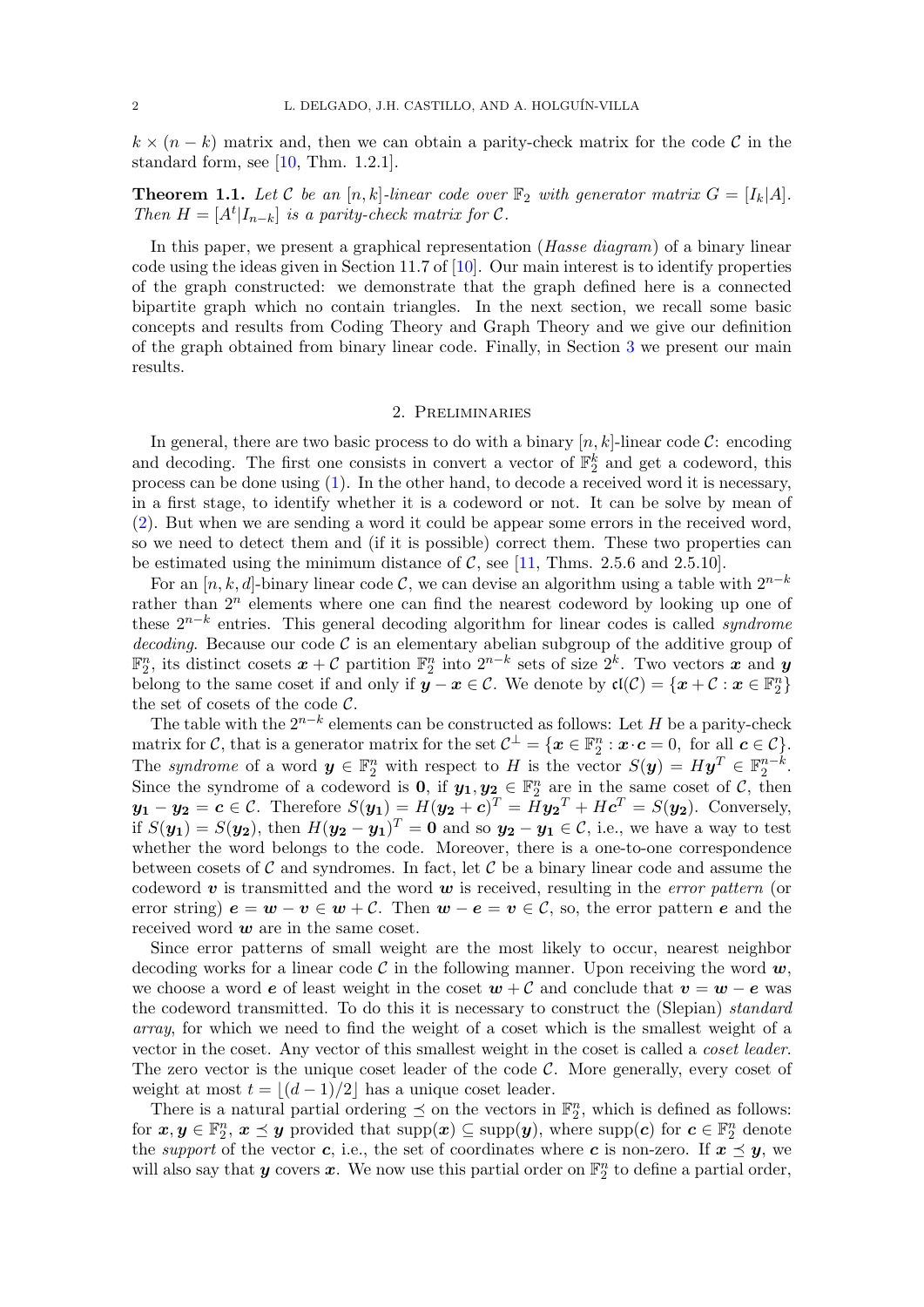$k \times (n-k)$ matrix and, then we can obtain a parity-check matrix for the code $\mathcal{C}$ in the standard form, see [10, Thm. 1.2.1].

**Theorem 1.1.** *Let $\mathcal{C}$ be an $[n,k]$-linear code over $\mathbb{F}_2$ with generator matrix $G = [I_k|A]$. Then $H = [A^t|I_{n-k}]$ is a parity-check matrix for $\mathcal{C}$.*

In this paper, we present a graphical representation (*Hasse diagram*) of a binary linear code using the ideas given in Section 11.7 of [10]. Our main interest is to identify properties of the graph constructed: we demonstrate that the graph defined here is a connected bipartite graph which no contain triangles. In the next section, we recall some basic concepts and results from Coding Theory and Graph Theory and we give our definition of the graph obtained from binary linear code. Finally, in Section 3 we present our main results.

## 2. Preliminaries

In general, there are two basic process to do with a binary $[n,k]$-linear code $\mathcal{C}$: encoding and decoding. The first one consists in convert a vector of $\mathbb{F}_2^k$ and get a codeword, this process can be done using (1). In the other hand, to decode a received word it is necessary, in a first stage, to identify whether it is a codeword or not. It can be solve by mean of (2). But when we are sending a word it could be appear some errors in the received word, so we need to detect them and (if it is possible) correct them. These two properties can be estimated using the minimum distance of $\mathcal{C}$, see [11, Thms. 2.5.6 and 2.5.10].

For an $[n,k,d]$-binary linear code $\mathcal{C}$, we can devise an algorithm using a table with $2^{n-k}$ rather than $2^n$ elements where one can find the nearest codeword by looking up one of these $2^{n-k}$ entries. This general decoding algorithm for linear codes is called *syndrome decoding*. Because our code $\mathcal{C}$ is an elementary abelian subgroup of the additive group of $\mathbb{F}_2^n$, its distinct cosets $\boldsymbol{x} + \mathcal{C}$ partition $\mathbb{F}_2^n$ into $2^{n-k}$ sets of size $2^k$. Two vectors $\boldsymbol{x}$ and $\boldsymbol{y}$ belong to the same coset if and only if $\boldsymbol{y} - \boldsymbol{x} \in \mathcal{C}$. We denote by $\mathfrak{cl}(\mathcal{C}) = \{\boldsymbol{x} + \mathcal{C} : \boldsymbol{x} \in \mathbb{F}_2^n\}$ the set of cosets of the code $\mathcal{C}$.

The table with the $2^{n-k}$ elements can be constructed as follows: Let $H$ be a parity-check matrix for $\mathcal{C}$, that is a generator matrix for the set $\mathcal{C}^\perp = \{\boldsymbol{x} \in \mathbb{F}_2^n : \boldsymbol{x} \cdot \boldsymbol{c} = 0, \text{ for all } \boldsymbol{c} \in \mathcal{C}\}$. The *syndrome* of a word $\boldsymbol{y} \in \mathbb{F}_2^n$ with respect to $H$ is the vector $S(\boldsymbol{y}) = H\boldsymbol{y}^T \in \mathbb{F}_2^{n-k}$. Since the syndrome of a codeword is $\boldsymbol{0}$, if $\boldsymbol{y_1}, \boldsymbol{y_2} \in \mathbb{F}_2^n$ are in the same coset of $\mathcal{C}$, then $\boldsymbol{y_1} - \boldsymbol{y_2} = \boldsymbol{c} \in \mathcal{C}$. Therefore $S(\boldsymbol{y_1}) = H(\boldsymbol{y_2} + \boldsymbol{c})^T = H\boldsymbol{y_2}^T + H\boldsymbol{c}^T = S(\boldsymbol{y_2})$. Conversely, if $S(\boldsymbol{y_1}) = S(\boldsymbol{y_2})$, then $H(\boldsymbol{y_2} - \boldsymbol{y_1})^T = \boldsymbol{0}$ and so $\boldsymbol{y_2} - \boldsymbol{y_1} \in \mathcal{C}$, i.e., we have a way to test whether the word belongs to the code. Moreover, there is a one-to-one correspondence between cosets of $\mathcal{C}$ and syndromes. In fact, let $\mathcal{C}$ be a binary linear code and assume the codeword $\boldsymbol{v}$ is transmitted and the word $\boldsymbol{w}$ is received, resulting in the *error pattern* (or error string) $\boldsymbol{e} = \boldsymbol{w} - \boldsymbol{v} \in \boldsymbol{w} + \mathcal{C}$. Then $\boldsymbol{w} - \boldsymbol{e} = \boldsymbol{v} \in \mathcal{C}$, so, the error pattern $\boldsymbol{e}$ and the received word $\boldsymbol{w}$ are in the same coset.

Since error patterns of small weight are the most likely to occur, nearest neighbor decoding works for a linear code $\mathcal{C}$ in the following manner. Upon receiving the word $\boldsymbol{w}$, we choose a word $\boldsymbol{e}$ of least weight in the coset $\boldsymbol{w} + \mathcal{C}$ and conclude that $\boldsymbol{v} = \boldsymbol{w} - \boldsymbol{e}$ was the codeword transmitted. To do this it is necessary to construct the (Slepian) *standard array*, for which we need to find the weight of a coset which is the smallest weight of a vector in the coset. Any vector of this smallest weight in the coset is called a *coset leader*. The zero vector is the unique coset leader of the code $\mathcal{C}$. More generally, every coset of weight at most $t = \lfloor (d-1)/2 \rfloor$ has a unique coset leader.

There is a natural partial ordering $\preceq$ on the vectors in $\mathbb{F}_2^n$, which is defined as follows: for $\boldsymbol{x}, \boldsymbol{y} \in \mathbb{F}_2^n$, $\boldsymbol{x} \preceq \boldsymbol{y}$ provided that $\text{supp}(\boldsymbol{x}) \subseteq \text{supp}(\boldsymbol{y})$, where $\text{supp}(\boldsymbol{c})$ for $\boldsymbol{c} \in \mathbb{F}_2^n$ denote the *support* of the vector $\boldsymbol{c}$, i.e., the set of coordinates where $\boldsymbol{c}$ is non-zero. If $\boldsymbol{x} \preceq \boldsymbol{y}$, we will also say that $\boldsymbol{y}$ covers $\boldsymbol{x}$. We now use this partial order on $\mathbb{F}_2^n$ to define a partial order,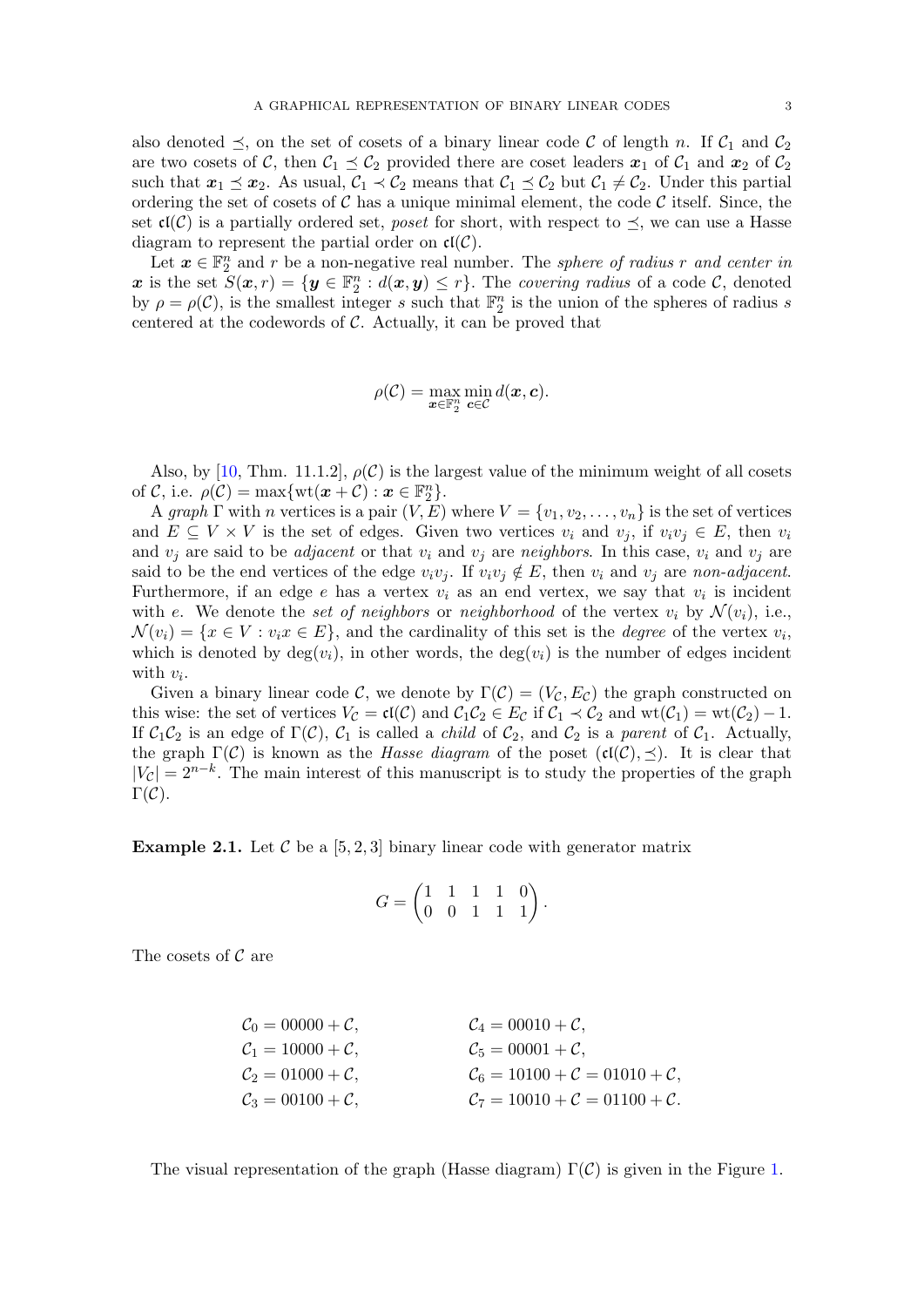also denoted $\preceq$, on the set of cosets of a binary linear code $\mathcal{C}$ of length $n$. If $\mathcal{C}_1$ and $\mathcal{C}_2$ are two cosets of $\mathcal{C}$, then $\mathcal{C}_1 \preceq \mathcal{C}_2$ provided there are coset leaders $\boldsymbol{x}_1$ of $\mathcal{C}_1$ and $\boldsymbol{x}_2$ of $\mathcal{C}_2$ such that $\boldsymbol{x}_1 \preceq \boldsymbol{x}_2$. As usual, $\mathcal{C}_1 \prec \mathcal{C}_2$ means that $\mathcal{C}_1 \preceq \mathcal{C}_2$ but $\mathcal{C}_1 \neq \mathcal{C}_2$. Under this partial ordering the set of cosets of $\mathcal{C}$ has a unique minimal element, the code $\mathcal{C}$ itself. Since, the set $\mathfrak{cl}(\mathcal{C})$ is a partially ordered set, *poset* for short, with respect to $\preceq$, we can use a Hasse diagram to represent the partial order on $\mathfrak{cl}(\mathcal{C})$.

Let $\boldsymbol{x} \in \mathbb{F}_2^n$ and $r$ be a non-negative real number. The *sphere of radius $r$ and center in $\boldsymbol{x}$* is the set $S(\boldsymbol{x}, r) = \{\boldsymbol{y} \in \mathbb{F}_2^n : d(\boldsymbol{x}, \boldsymbol{y}) \leq r\}$. The *covering radius* of a code $\mathcal{C}$, denoted by $\rho = \rho(\mathcal{C})$, is the smallest integer $s$ such that $\mathbb{F}_2^n$ is the union of the spheres of radius $s$ centered at the codewords of $\mathcal{C}$. Actually, it can be proved that

$$\rho(\mathcal{C}) = \max_{\boldsymbol{x} \in \mathbb{F}_2^n} \min_{\boldsymbol{c} \in \mathcal{C}} d(\boldsymbol{x}, \boldsymbol{c}).$$

Also, by [10, Thm. 11.1.2], $\rho(\mathcal{C})$ is the largest value of the minimum weight of all cosets of $\mathcal{C}$, i.e. $\rho(\mathcal{C}) = \max\{\mathrm{wt}(\boldsymbol{x} + \mathcal{C}) : \boldsymbol{x} \in \mathbb{F}_2^n\}$.

A *graph* $\Gamma$ with $n$ vertices is a pair $(V, E)$ where $V = \{v_1, v_2, \ldots, v_n\}$ is the set of vertices and $E \subseteq V \times V$ is the set of edges. Given two vertices $v_i$ and $v_j$, if $v_i v_j \in E$, then $v_i$ and $v_j$ are said to be *adjacent* or that $v_i$ and $v_j$ are *neighbors*. In this case, $v_i$ and $v_j$ are said to be the end vertices of the edge $v_i v_j$. If $v_i v_j \notin E$, then $v_i$ and $v_j$ are *non-adjacent*. Furthermore, if an edge $e$ has a vertex $v_i$ as an end vertex, we say that $v_i$ is incident with $e$. We denote the *set of neighbors* or *neighborhood* of the vertex $v_i$ by $\mathcal{N}(v_i)$, i.e., $\mathcal{N}(v_i) = \{x \in V : v_i x \in E\}$, and the cardinality of this set is the *degree* of the vertex $v_i$, which is denoted by $\deg(v_i)$, in other words, the $\deg(v_i)$ is the number of edges incident with $v_i$.

Given a binary linear code $\mathcal{C}$, we denote by $\Gamma(\mathcal{C}) = (V_{\mathcal{C}}, E_{\mathcal{C}})$ the graph constructed on this wise: the set of vertices $V_{\mathcal{C}} = \mathfrak{cl}(\mathcal{C})$ and $\mathcal{C}_1\mathcal{C}_2 \in E_{\mathcal{C}}$ if $\mathcal{C}_1 \prec \mathcal{C}_2$ and $\mathrm{wt}(\mathcal{C}_1) = \mathrm{wt}(\mathcal{C}_2) - 1$. If $\mathcal{C}_1\mathcal{C}_2$ is an edge of $\Gamma(\mathcal{C})$, $\mathcal{C}_1$ is called a *child* of $\mathcal{C}_2$, and $\mathcal{C}_2$ is a *parent* of $\mathcal{C}_1$. Actually, the graph $\Gamma(\mathcal{C})$ is known as the *Hasse diagram* of the poset $(\mathfrak{cl}(\mathcal{C}), \preceq)$. It is clear that $|V_{\mathcal{C}}| = 2^{n-k}$. The main interest of this manuscript is to study the properties of the graph $\Gamma(\mathcal{C})$.

**Example 2.1.** Let $\mathcal{C}$ be a $[5, 2, 3]$ binary linear code with generator matrix

$$G = \begin{pmatrix} 1 & 1 & 1 & 1 & 0 \\ 0 & 0 & 1 & 1 & 1 \end{pmatrix}.$$

The cosets of $\mathcal{C}$ are

$$\begin{aligned}
\mathcal{C}_0 &= 00000 + \mathcal{C}, & \mathcal{C}_4 &= 00010 + \mathcal{C}, \\
\mathcal{C}_1 &= 10000 + \mathcal{C}, & \mathcal{C}_5 &= 00001 + \mathcal{C}, \\
\mathcal{C}_2 &= 01000 + \mathcal{C}, & \mathcal{C}_6 &= 10100 + \mathcal{C} = 01010 + \mathcal{C}, \\
\mathcal{C}_3 &= 00100 + \mathcal{C}, & \mathcal{C}_7 &= 10010 + \mathcal{C} = 01100 + \mathcal{C}.
\end{aligned}$$

The visual representation of the graph (Hasse diagram) $\Gamma(\mathcal{C})$ is given in the Figure 1.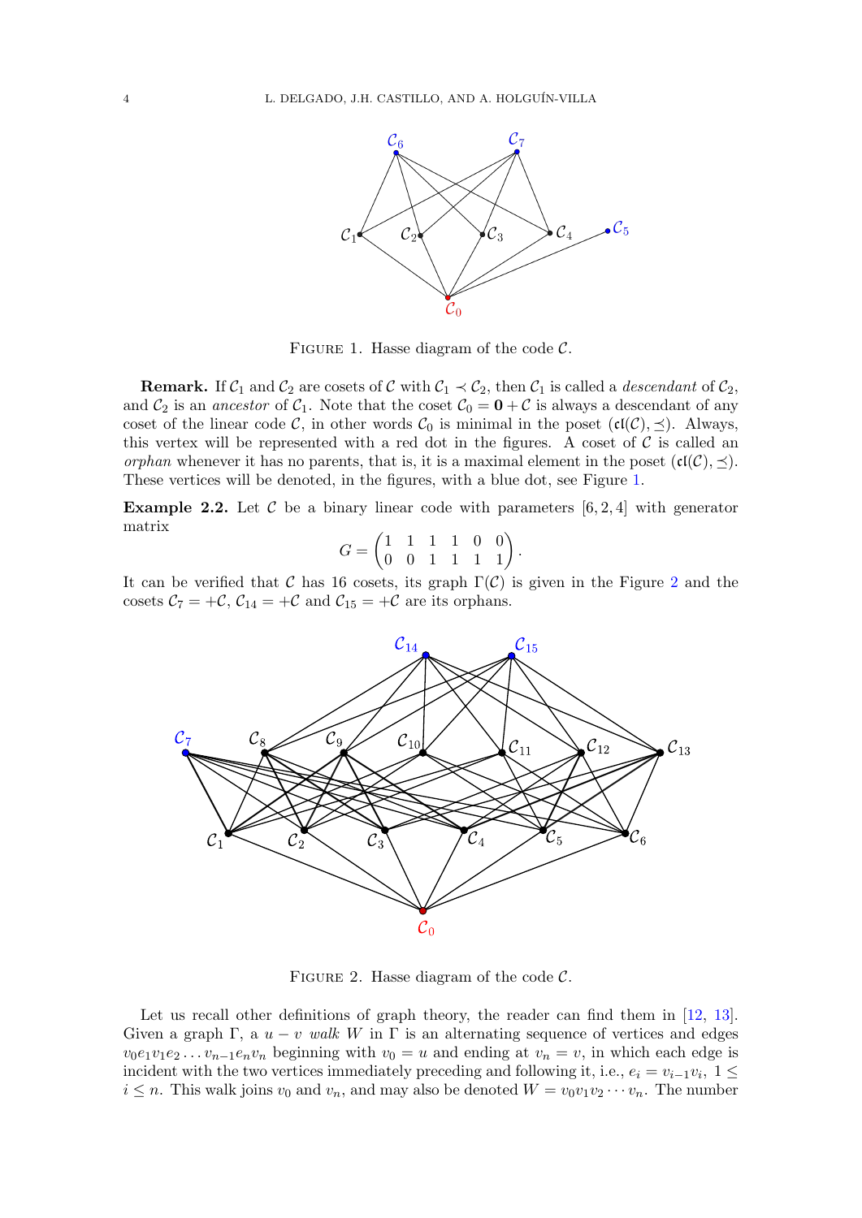FIGURE 1. Hasse diagram of the code $\mathcal{C}$.

**Remark.** If $\mathcal{C}_1$ and $\mathcal{C}_2$ are cosets of $\mathcal{C}$ with $\mathcal{C}_1 \prec \mathcal{C}_2$, then $\mathcal{C}_1$ is called a *descendant* of $\mathcal{C}_2$, and $\mathcal{C}_2$ is an *ancestor* of $\mathcal{C}_1$. Note that the coset $\mathcal{C}_0 = \mathbf{0} + \mathcal{C}$ is always a descendant of any coset of the linear code $\mathcal{C}$, in other words $\mathcal{C}_0$ is minimal in the poset $(\mathfrak{cl}(\mathcal{C}), \preceq)$. Always, this vertex will be represented with a red dot in the figures. A coset of $\mathcal{C}$ is called an *orphan* whenever it has no parents, that is, it is a maximal element in the poset $(\mathfrak{cl}(\mathcal{C}), \preceq)$. These vertices will be denoted, in the figures, with a blue dot, see Figure 1.

**Example 2.2.** Let $\mathcal{C}$ be a binary linear code with parameters $[6, 2, 4]$ with generator matrix

$$G = \begin{pmatrix} 1 & 1 & 1 & 1 & 0 & 0 \\ 0 & 0 & 1 & 1 & 1 & 1 \end{pmatrix}.$$

It can be verified that $\mathcal{C}$ has 16 cosets, its graph $\Gamma(\mathcal{C})$ is given in the Figure 2 and the cosets $\mathcal{C}_7 = +\mathcal{C}$, $\mathcal{C}_{14} = +\mathcal{C}$ and $\mathcal{C}_{15} = +\mathcal{C}$ are its orphans.

FIGURE 2. Hasse diagram of the code $\mathcal{C}$.

Let us recall other definitions of graph theory, the reader can find them in [12, 13]. Given a graph $\Gamma$, a $u - v$ *walk* $W$ in $\Gamma$ is an alternating sequence of vertices and edges $v_0 e_1 v_1 e_2 \ldots v_{n-1} e_n v_n$ beginning with $v_0 = u$ and ending at $v_n = v$, in which each edge is incident with the two vertices immediately preceding and following it, i.e., $e_i = v_{i-1} v_i$, $1 \leq i \leq n$. This walk joins $v_0$ and $v_n$, and may also be denoted $W = v_0 v_1 v_2 \cdots v_n$. The number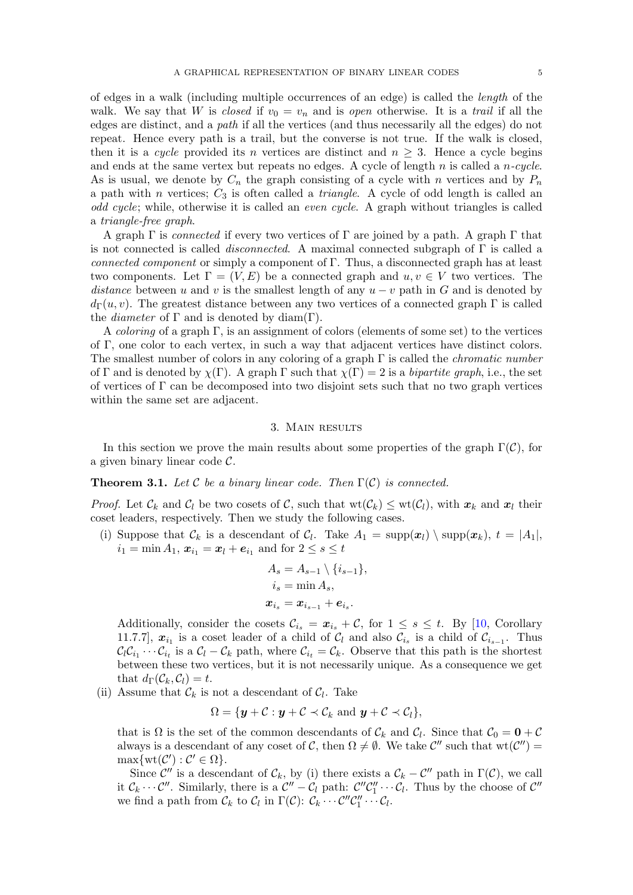of edges in a walk (including multiple occurrences of an edge) is called the *length* of the walk. We say that $W$ is *closed* if $v_0 = v_n$ and is *open* otherwise. It is a *trail* if all the edges are distinct, and a *path* if all the vertices (and thus necessarily all the edges) do not repeat. Hence every path is a trail, but the converse is not true. If the walk is closed, then it is a *cycle* provided its $n$ vertices are distinct and $n \geq 3$. Hence a cycle begins and ends at the same vertex but repeats no edges. A cycle of length $n$ is called a *$n$-cycle*. As is usual, we denote by $C_n$ the graph consisting of a cycle with $n$ vertices and by $P_n$ a path with $n$ vertices; $C_3$ is often called a *triangle*. A cycle of odd length is called an *odd cycle*; while, otherwise it is called an *even cycle*. A graph without triangles is called a *triangle-free graph*.

A graph $\Gamma$ is *connected* if every two vertices of $\Gamma$ are joined by a path. A graph $\Gamma$ that is not connected is called *disconnected*. A maximal connected subgraph of $\Gamma$ is called a *connected component* or simply a component of $\Gamma$. Thus, a disconnected graph has at least two components. Let $\Gamma = (V, E)$ be a connected graph and $u, v \in V$ two vertices. The *distance* between $u$ and $v$ is the smallest length of any $u - v$ path in $G$ and is denoted by $d_\Gamma(u, v)$. The greatest distance between any two vertices of a connected graph $\Gamma$ is called the *diameter* of $\Gamma$ and is denoted by $\text{diam}(\Gamma)$.

A *coloring* of a graph $\Gamma$, is an assignment of colors (elements of some set) to the vertices of $\Gamma$, one color to each vertex, in such a way that adjacent vertices have distinct colors. The smallest number of colors in any coloring of a graph $\Gamma$ is called the *chromatic number* of $\Gamma$ and is denoted by $\chi(\Gamma)$. A graph $\Gamma$ such that $\chi(\Gamma) = 2$ is a *bipartite graph*, i.e., the set of vertices of $\Gamma$ can be decomposed into two disjoint sets such that no two graph vertices within the same set are adjacent.

## 3. Main results

In this section we prove the main results about some properties of the graph $\Gamma(\mathcal{C})$, for a given binary linear code $\mathcal{C}$.

**Theorem 3.1.** *Let $\mathcal{C}$ be a binary linear code. Then $\Gamma(\mathcal{C})$ is connected.*

*Proof.* Let $\mathcal{C}_k$ and $\mathcal{C}_l$ be two cosets of $\mathcal{C}$, such that $\text{wt}(\mathcal{C}_k) \leq \text{wt}(\mathcal{C}_l)$, with $\boldsymbol{x}_k$ and $\boldsymbol{x}_l$ their coset leaders, respectively. Then we study the following cases.

(i) Suppose that $\mathcal{C}_k$ is a descendant of $\mathcal{C}_l$. Take $A_1 = \text{supp}(\boldsymbol{x}_l) \setminus \text{supp}(\boldsymbol{x}_k)$, $t = |A_1|$, $i_1 = \min A_1$, $\boldsymbol{x}_{i_1} = \boldsymbol{x}_l + \boldsymbol{e}_{i_1}$ and for $2 \leq s \leq t$

$$
\begin{aligned}
A_s &= A_{s-1} \setminus \{i_{s-1}\}, \\
i_s &= \min A_s, \\
\boldsymbol{x}_{i_s} &= \boldsymbol{x}_{i_{s-1}} + \boldsymbol{e}_{i_s}.
\end{aligned}
$$

Additionally, consider the cosets $\mathcal{C}_{i_s} = \boldsymbol{x}_{i_s} + \mathcal{C}$, for $1 \leq s \leq t$. By [10, Corollary 11.7.7], $\boldsymbol{x}_{i_1}$ is a coset leader of a child of $\mathcal{C}_l$ and also $\mathcal{C}_{i_s}$ is a child of $\mathcal{C}_{i_{s-1}}$. Thus $\mathcal{C}_l\mathcal{C}_{i_1} \cdots \mathcal{C}_{i_t}$ is a $\mathcal{C}_l - \mathcal{C}_k$ path, where $\mathcal{C}_{i_t} = \mathcal{C}_k$. Observe that this path is the shortest between these two vertices, but it is not necessarily unique. As a consequence we get that $d_\Gamma(\mathcal{C}_k, \mathcal{C}_l) = t$.

(ii) Assume that $\mathcal{C}_k$ is not a descendant of $\mathcal{C}_l$. Take

$$
\Omega = \{\boldsymbol{y} + \mathcal{C} : \boldsymbol{y} + \mathcal{C} \prec \mathcal{C}_k \text{ and } \boldsymbol{y} + \mathcal{C} \prec \mathcal{C}_l\},
$$

that is $\Omega$ is the set of the common descendants of $\mathcal{C}_k$ and $\mathcal{C}_l$. Since that $\mathcal{C}_0 = \boldsymbol{0} + \mathcal{C}$ always is a descendant of any coset of $\mathcal{C}$, then $\Omega \neq \emptyset$. We take $\mathcal{C}''$ such that $\text{wt}(\mathcal{C}'') = \max\{\text{wt}(\mathcal{C}') : \mathcal{C}' \in \Omega\}$.

Since $\mathcal{C}''$ is a descendant of $\mathcal{C}_k$, by (i) there exists a $\mathcal{C}_k - \mathcal{C}''$ path in $\Gamma(\mathcal{C})$, we call it $\mathcal{C}_k \cdots \mathcal{C}''$. Similarly, there is a $\mathcal{C}'' - \mathcal{C}_l$ path: $\mathcal{C}''\mathcal{C}''_1 \cdots \mathcal{C}_l$. Thus by the choose of $\mathcal{C}''$ we find a path from $\mathcal{C}_k$ to $\mathcal{C}_l$ in $\Gamma(\mathcal{C})$: $\mathcal{C}_k \cdots \mathcal{C}''\mathcal{C}''_1 \cdots \mathcal{C}_l$.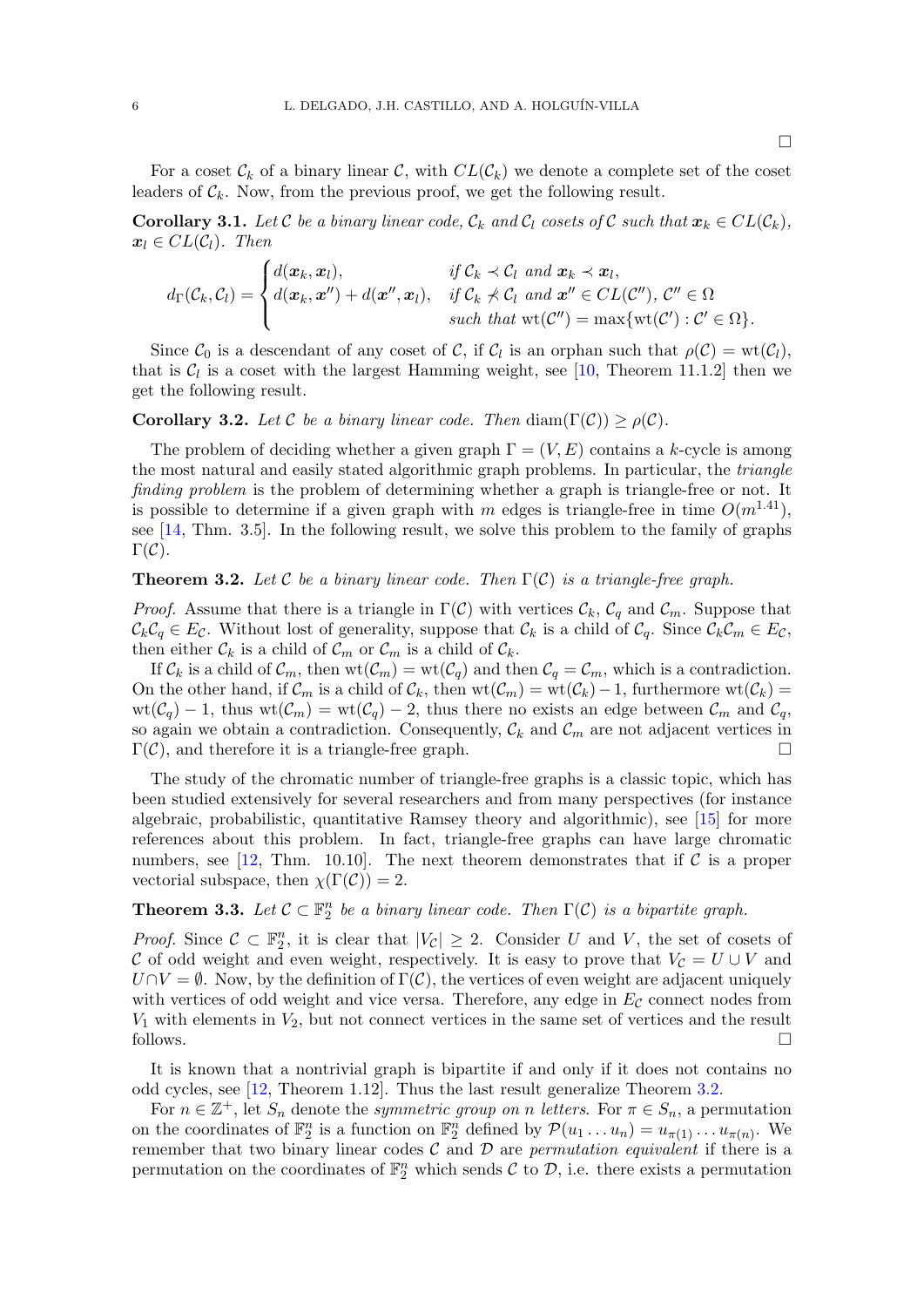□

For a coset $\mathcal{C}_k$ of a binary linear $\mathcal{C}$, with $CL(\mathcal{C}_k)$ we denote a complete set of the coset leaders of $\mathcal{C}_k$. Now, from the previous proof, we get the following result.

**Corollary 3.1.** *Let $\mathcal{C}$ be a binary linear code, $\mathcal{C}_k$ and $\mathcal{C}_l$ cosets of $\mathcal{C}$ such that $\boldsymbol{x}_k \in CL(\mathcal{C}_k)$, $\boldsymbol{x}_l \in CL(\mathcal{C}_l)$. Then*

$$d_\Gamma(\mathcal{C}_k, \mathcal{C}_l) = \begin{cases} d(\boldsymbol{x}_k, \boldsymbol{x}_l), & \text{if } \mathcal{C}_k \prec \mathcal{C}_l \text{ and } \boldsymbol{x}_k \prec \boldsymbol{x}_l, \\ d(\boldsymbol{x}_k, \boldsymbol{x}'') + d(\boldsymbol{x}'', \boldsymbol{x}_l), & \text{if } \mathcal{C}_k \not\prec \mathcal{C}_l \text{ and } \boldsymbol{x}'' \in CL(\mathcal{C}''),\ \mathcal{C}'' \in \Omega \\ & \text{such that } \mathrm{wt}(\mathcal{C}'') = \max\{\mathrm{wt}(\mathcal{C}') : \mathcal{C}' \in \Omega\}. \end{cases}$$

Since $\mathcal{C}_0$ is a descendant of any coset of $\mathcal{C}$, if $\mathcal{C}_l$ is an orphan such that $\rho(\mathcal{C}) = \mathrm{wt}(\mathcal{C}_l)$, that is $\mathcal{C}_l$ is a coset with the largest Hamming weight, see [10, Theorem 11.1.2] then we get the following result.

**Corollary 3.2.** *Let $\mathcal{C}$ be a binary linear code. Then $\mathrm{diam}(\Gamma(\mathcal{C})) \geq \rho(\mathcal{C})$.*

The problem of deciding whether a given graph $\Gamma = (V, E)$ contains a $k$-cycle is among the most natural and easily stated algorithmic graph problems. In particular, the *triangle finding problem* is the problem of determining whether a graph is triangle-free or not. It is possible to determine if a given graph with $m$ edges is triangle-free in time $O(m^{1.41})$, see [14, Thm. 3.5]. In the following result, we solve this problem to the family of graphs $\Gamma(\mathcal{C})$.

**Theorem 3.2.** *Let $\mathcal{C}$ be a binary linear code. Then $\Gamma(\mathcal{C})$ is a triangle-free graph.*

*Proof.* Assume that there is a triangle in $\Gamma(\mathcal{C})$ with vertices $\mathcal{C}_k$, $\mathcal{C}_q$ and $\mathcal{C}_m$. Suppose that $\mathcal{C}_k\mathcal{C}_q \in E_\mathcal{C}$. Without lost of generality, suppose that $\mathcal{C}_k$ is a child of $\mathcal{C}_q$. Since $\mathcal{C}_k\mathcal{C}_m \in E_\mathcal{C}$, then either $\mathcal{C}_k$ is a child of $\mathcal{C}_m$ or $\mathcal{C}_m$ is a child of $\mathcal{C}_k$.

If $\mathcal{C}_k$ is a child of $\mathcal{C}_m$, then $\mathrm{wt}(\mathcal{C}_m) = \mathrm{wt}(\mathcal{C}_q)$ and then $\mathcal{C}_q = \mathcal{C}_m$, which is a contradiction. On the other hand, if $\mathcal{C}_m$ is a child of $\mathcal{C}_k$, then $\mathrm{wt}(\mathcal{C}_m) = \mathrm{wt}(\mathcal{C}_k) - 1$, furthermore $\mathrm{wt}(\mathcal{C}_k) = \mathrm{wt}(\mathcal{C}_q) - 1$, thus $\mathrm{wt}(\mathcal{C}_m) = \mathrm{wt}(\mathcal{C}_q) - 2$, thus there no exists an edge between $\mathcal{C}_m$ and $\mathcal{C}_q$, so again we obtain a contradiction. Consequently, $\mathcal{C}_k$ and $\mathcal{C}_m$ are not adjacent vertices in $\Gamma(\mathcal{C})$, and therefore it is a triangle-free graph. □

The study of the chromatic number of triangle-free graphs is a classic topic, which has been studied extensively for several researchers and from many perspectives (for instance algebraic, probabilistic, quantitative Ramsey theory and algorithmic), see [15] for more references about this problem. In fact, triangle-free graphs can have large chromatic numbers, see [12, Thm. 10.10]. The next theorem demonstrates that if $\mathcal{C}$ is a proper vectorial subspace, then $\chi(\Gamma(\mathcal{C})) = 2$.

**Theorem 3.3.** *Let $\mathcal{C} \subset \mathbb{F}_2^n$ be a binary linear code. Then $\Gamma(\mathcal{C})$ is a bipartite graph.*

*Proof.* Since $\mathcal{C} \subset \mathbb{F}_2^n$, it is clear that $|V_\mathcal{C}| \geq 2$. Consider $U$ and $V$, the set of cosets of $\mathcal{C}$ of odd weight and even weight, respectively. It is easy to prove that $V_\mathcal{C} = U \cup V$ and $U \cap V = \emptyset$. Now, by the definition of $\Gamma(\mathcal{C})$, the vertices of even weight are adjacent uniquely with vertices of odd weight and vice versa. Therefore, any edge in $E_\mathcal{C}$ connect nodes from $V_1$ with elements in $V_2$, but not connect vertices in the same set of vertices and the result follows. □

It is known that a nontrivial graph is bipartite if and only if it does not contains no odd cycles, see [12, Theorem 1.12]. Thus the last result generalize Theorem 3.2.

For $n \in \mathbb{Z}^+$, let $S_n$ denote the *symmetric group on n letters*. For $\pi \in S_n$, a permutation on the coordinates of $\mathbb{F}_2^n$ is a function on $\mathbb{F}_2^n$ defined by $\mathcal{P}(u_1 \ldots u_n) = u_{\pi(1)} \ldots u_{\pi(n)}$. We remember that two binary linear codes $\mathcal{C}$ and $\mathcal{D}$ are *permutation equivalent* if there is a permutation on the coordinates of $\mathbb{F}_2^n$ which sends $\mathcal{C}$ to $\mathcal{D}$, i.e. there exists a permutation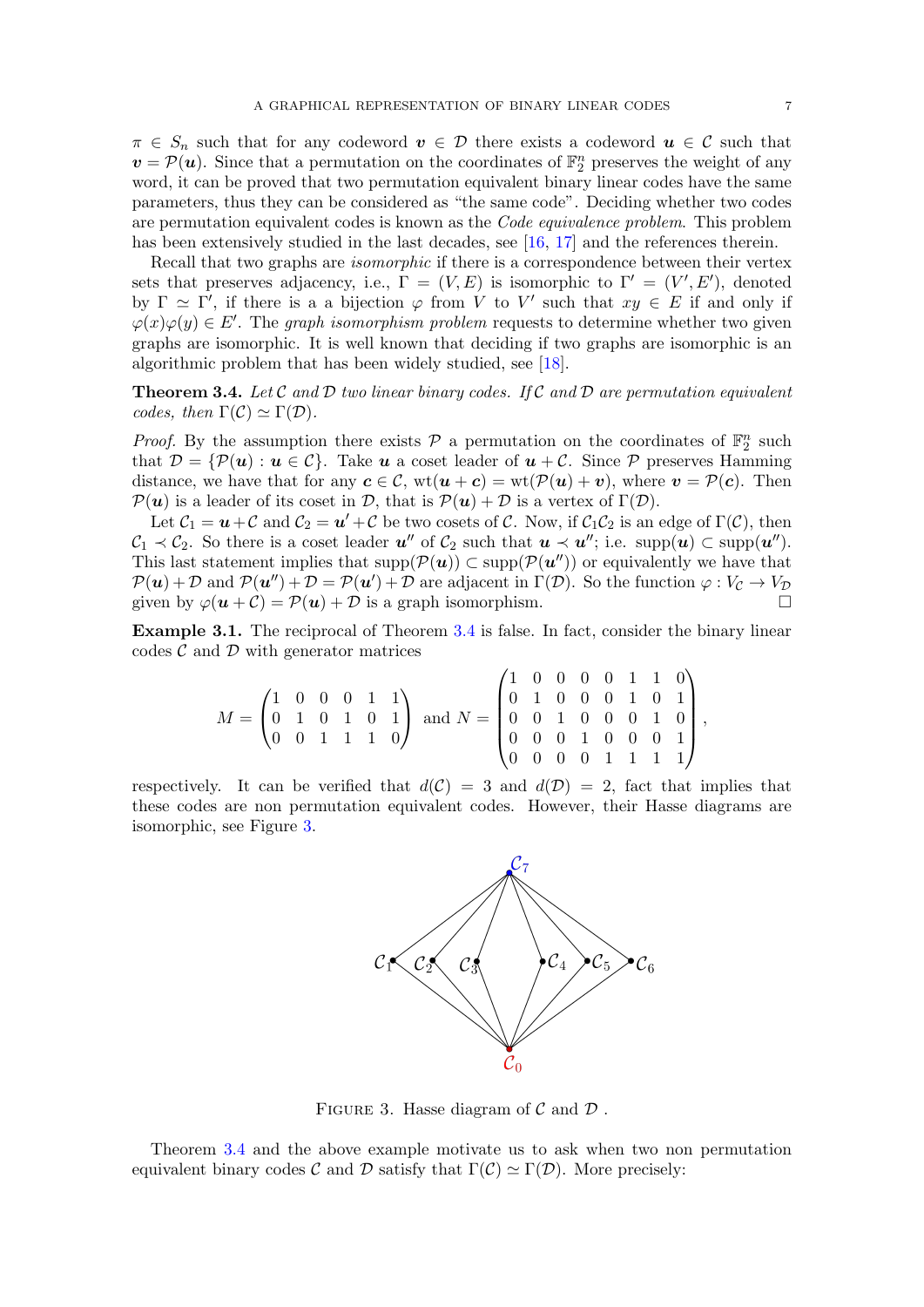$\pi \in S_n$ such that for any codeword $\boldsymbol{v} \in \mathcal{D}$ there exists a codeword $\boldsymbol{u} \in \mathcal{C}$ such that $\boldsymbol{v} = \mathcal{P}(\boldsymbol{u})$. Since that a permutation on the coordinates of $\mathbb{F}_2^n$ preserves the weight of any word, it can be proved that two permutation equivalent binary linear codes have the same parameters, thus they can be considered as "the same code". Deciding whether two codes are permutation equivalent codes is known as the *Code equivalence problem*. This problem has been extensively studied in the last decades, see [16, 17] and the references therein.

Recall that two graphs are *isomorphic* if there is a correspondence between their vertex sets that preserves adjacency, i.e., $\Gamma = (V, E)$ is isomorphic to $\Gamma' = (V', E')$, denoted by $\Gamma \simeq \Gamma'$, if there is a a bijection $\varphi$ from $V$ to $V'$ such that $xy \in E$ if and only if $\varphi(x)\varphi(y) \in E'$. The *graph isomorphism problem* requests to determine whether two given graphs are isomorphic. It is well known that deciding if two graphs are isomorphic is an algorithmic problem that has been widely studied, see [18].

**Theorem 3.4.** *Let $\mathcal{C}$ and $\mathcal{D}$ two linear binary codes. If $\mathcal{C}$ and $\mathcal{D}$ are permutation equivalent codes, then $\Gamma(\mathcal{C}) \simeq \Gamma(\mathcal{D})$.*

*Proof.* By the assumption there exists $\mathcal{P}$ a permutation on the coordinates of $\mathbb{F}_2^n$ such that $\mathcal{D} = \{\mathcal{P}(\boldsymbol{u}) : \boldsymbol{u} \in \mathcal{C}\}$. Take $\boldsymbol{u}$ a coset leader of $\boldsymbol{u} + \mathcal{C}$. Since $\mathcal{P}$ preserves Hamming distance, we have that for any $\boldsymbol{c} \in \mathcal{C}$, $\mathrm{wt}(\boldsymbol{u} + \boldsymbol{c}) = \mathrm{wt}(\mathcal{P}(\boldsymbol{u}) + \boldsymbol{v})$, where $\boldsymbol{v} = \mathcal{P}(\boldsymbol{c})$. Then $\mathcal{P}(\boldsymbol{u})$ is a leader of its coset in $\mathcal{D}$, that is $\mathcal{P}(\boldsymbol{u}) + \mathcal{D}$ is a vertex of $\Gamma(\mathcal{D})$.

Let $\mathcal{C}_1 = \boldsymbol{u} + \mathcal{C}$ and $\mathcal{C}_2 = \boldsymbol{u}' + \mathcal{C}$ be two cosets of $\mathcal{C}$. Now, if $\mathcal{C}_1\mathcal{C}_2$ is an edge of $\Gamma(\mathcal{C})$, then $\mathcal{C}_1 \prec \mathcal{C}_2$. So there is a coset leader $\boldsymbol{u}''$ of $\mathcal{C}_2$ such that $\boldsymbol{u} \prec \boldsymbol{u}''$; i.e. $\mathrm{supp}(\boldsymbol{u}) \subset \mathrm{supp}(\boldsymbol{u}'')$. This last statement implies that $\mathrm{supp}(\mathcal{P}(\boldsymbol{u})) \subset \mathrm{supp}(\mathcal{P}(\boldsymbol{u}''))$ or equivalently we have that $\mathcal{P}(\boldsymbol{u}) + \mathcal{D}$ and $\mathcal{P}(\boldsymbol{u}'') + \mathcal{D} = \mathcal{P}(\boldsymbol{u}') + \mathcal{D}$ are adjacent in $\Gamma(\mathcal{D})$. So the function $\varphi : V_{\mathcal{C}} \to V_{\mathcal{D}}$ given by $\varphi(\boldsymbol{u} + \mathcal{C}) = \mathcal{P}(\boldsymbol{u}) + \mathcal{D}$ is a graph isomorphism. $\square$

**Example 3.1.** The reciprocal of Theorem 3.4 is false. In fact, consider the binary linear codes $\mathcal{C}$ and $\mathcal{D}$ with generator matrices

$$M = \begin{pmatrix} 1 & 0 & 0 & 0 & 1 & 1 \\ 0 & 1 & 0 & 1 & 0 & 1 \\ 0 & 0 & 1 & 1 & 1 & 0 \end{pmatrix} \text{ and } N = \begin{pmatrix} 1 & 0 & 0 & 0 & 0 & 1 & 1 & 0 \\ 0 & 1 & 0 & 0 & 0 & 1 & 0 & 1 \\ 0 & 0 & 1 & 0 & 0 & 0 & 1 & 0 \\ 0 & 0 & 0 & 1 & 0 & 0 & 0 & 1 \\ 0 & 0 & 0 & 0 & 1 & 1 & 1 & 1 \end{pmatrix},$$

respectively. It can be verified that $d(\mathcal{C}) = 3$ and $d(\mathcal{D}) = 2$, fact that implies that these codes are non permutation equivalent codes. However, their Hasse diagrams are isomorphic, see Figure 3.

FIGURE 3. Hasse diagram of $\mathcal{C}$ and $\mathcal{D}$ .

Theorem 3.4 and the above example motivate us to ask when two non permutation equivalent binary codes $\mathcal{C}$ and $\mathcal{D}$ satisfy that $\Gamma(\mathcal{C}) \simeq \Gamma(\mathcal{D})$. More precisely: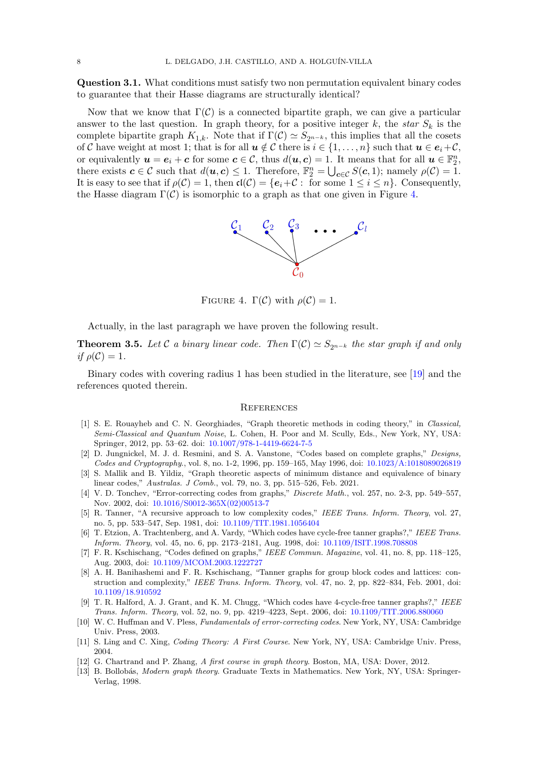**Question 3.1.** What conditions must satisfy two non permutation equivalent binary codes to guarantee that their Hasse diagrams are structurally identical?

Now that we know that $\Gamma(\mathcal{C})$ is a connected bipartite graph, we can give a particular answer to the last question. In graph theory, for a positive integer $k$, the *star* $S_k$ is the complete bipartite graph $K_{1,k}$. Note that if $\Gamma(\mathcal{C}) \simeq S_{2^{n-k}}$, this implies that all the cosets of $\mathcal{C}$ have weight at most 1; that is for all $\boldsymbol{u} \notin \mathcal{C}$ there is $i \in \{1, \ldots, n\}$ such that $\boldsymbol{u} \in \boldsymbol{e}_i + \mathcal{C}$, or equivalently $\boldsymbol{u} = \boldsymbol{e}_i + \boldsymbol{c}$ for some $\boldsymbol{c} \in \mathcal{C}$, thus $d(\boldsymbol{u}, \boldsymbol{c}) = 1$. It means that for all $\boldsymbol{u} \in \mathbb{F}_2^n$, there exists $\boldsymbol{c} \in \mathcal{C}$ such that $d(\boldsymbol{u}, \boldsymbol{c}) \leq 1$. Therefore, $\mathbb{F}_2^n = \bigcup_{\boldsymbol{c} \in \mathcal{C}} S(\boldsymbol{c}, 1)$; namely $\rho(\mathcal{C}) = 1$. It is easy to see that if $\rho(\mathcal{C}) = 1$, then $\mathfrak{cl}(\mathcal{C}) = \{\boldsymbol{e}_i + \mathcal{C} : \text{ for some } 1 \leq i \leq n\}$. Consequently, the Hasse diagram $\Gamma(\mathcal{C})$ is isomorphic to a graph as that one given in Figure 4.

FIGURE 4. $\Gamma(\mathcal{C})$ with $\rho(\mathcal{C}) = 1$.

Actually, in the last paragraph we have proven the following result.

**Theorem 3.5.** *Let $\mathcal{C}$ a binary linear code. Then $\Gamma(\mathcal{C}) \simeq S_{2^{n-k}}$ the star graph if and only if $\rho(\mathcal{C}) = 1$.*

Binary codes with covering radius 1 has been studied in the literature, see [19] and the references quoted therein.

## References

[1] S. E. Rouayheb and C. N. Georghiades, "Graph theoretic methods in coding theory," in *Classical, Semi-Classical and Quantum Noise*, L. Cohen, H. Poor and M. Scully, Eds., New York, NY, USA: Springer, 2012, pp. 53–62. doi: 10.1007/978-1-4419-6624-7-5

[2] D. Jungnickel, M. J. d. Resmini, and S. A. Vanstone, "Codes based on complete graphs," *Designs, Codes and Cryptography.*, vol. 8, no. 1-2, 1996, pp. 159–165, May 1996, doi: 10.1023/A:1018089026819

[3] S. Mallik and B. Yildiz, "Graph theoretic aspects of minimum distance and equivalence of binary linear codes," *Australas. J Comb.*, vol. 79, no. 3, pp. 515–526, Feb. 2021.

[4] V. D. Tonchev, "Error-correcting codes from graphs," *Discrete Math.*, vol. 257, no. 2-3, pp. 549–557, Nov. 2002, doi: 10.1016/S0012-365X(02)00513-7

[5] R. Tanner, "A recursive approach to low complexity codes," *IEEE Trans. Inform. Theory*, vol. 27, no. 5, pp. 533–547, Sep. 1981, doi: 10.1109/TIT.1981.1056404

[6] T. Etzion, A. Trachtenberg, and A. Vardy, "Which codes have cycle-free tanner graphs?," *IEEE Trans. Inform. Theory*, vol. 45, no. 6, pp. 2173–2181, Aug. 1998, doi: 10.1109/ISIT.1998.708808

[7] F. R. Kschischang, "Codes defined on graphs," *IEEE Commun. Magazine*, vol. 41, no. 8, pp. 118–125, Aug. 2003, doi: 10.1109/MCOM.2003.1222727

[8] A. H. Banihashemi and F. R. Kschischang, "Tanner graphs for group block codes and lattices: construction and complexity," *IEEE Trans. Inform. Theory*, vol. 47, no. 2, pp. 822–834, Feb. 2001, doi: 10.1109/18.910592

[9] T. R. Halford, A. J. Grant, and K. M. Chugg, "Which codes have 4-cycle-free tanner graphs?," *IEEE Trans. Inform. Theory*, vol. 52, no. 9, pp. 4219–4223, Sept. 2006, doi: 10.1109/TIT.2006.880060

[10] W. C. Huffman and V. Pless, *Fundamentals of error-correcting codes*. New York, NY, USA: Cambridge Univ. Press, 2003.

[11] S. Ling and C. Xing, *Coding Theory: A First Course*. New York, NY, USA: Cambridge Univ. Press, 2004.

[12] G. Chartrand and P. Zhang, *A first course in graph theory*. Boston, MA, USA: Dover, 2012.

[13] B. Bollobás, *Modern graph theory*. Graduate Texts in Mathematics. New York, NY, USA: Springer-Verlag, 1998.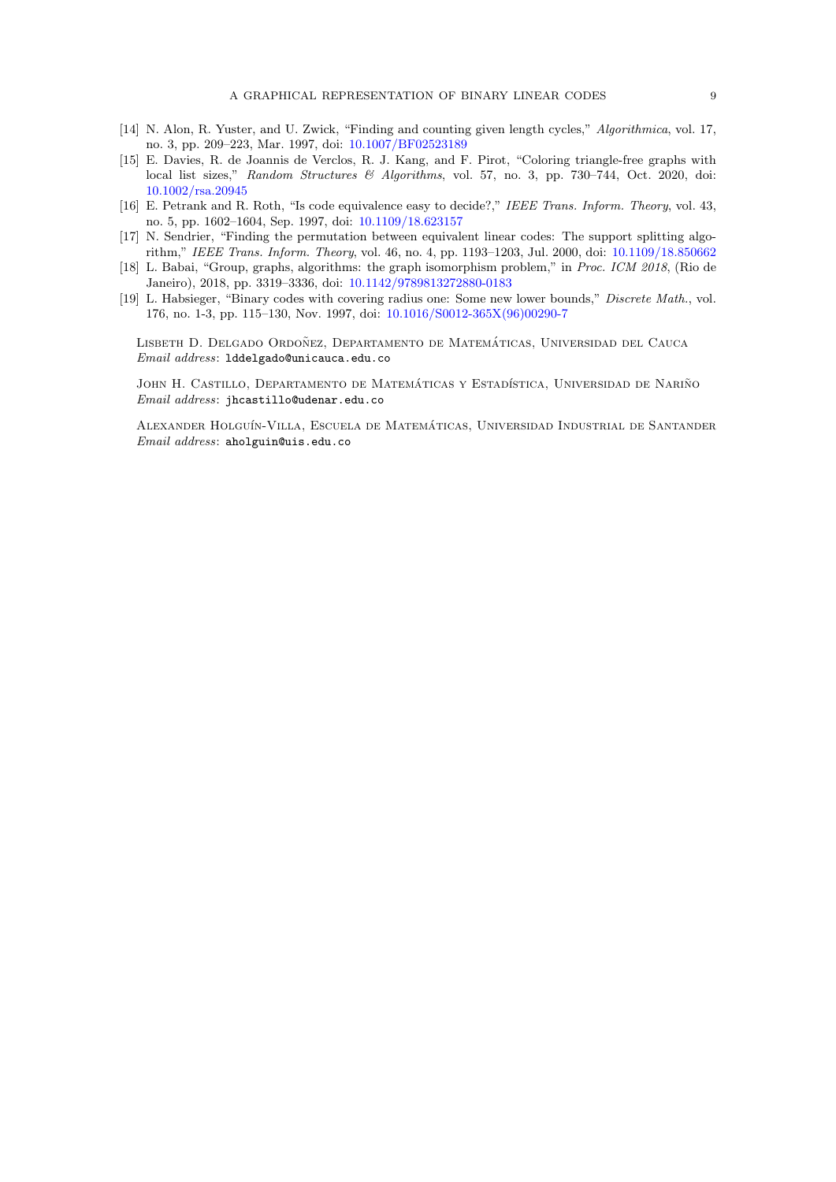[14] N. Alon, R. Yuster, and U. Zwick, "Finding and counting given length cycles," *Algorithmica*, vol. 17, no. 3, pp. 209–223, Mar. 1997, doi: 10.1007/BF02523189

[15] E. Davies, R. de Joannis de Verclos, R. J. Kang, and F. Pirot, "Coloring triangle-free graphs with local list sizes," *Random Structures & Algorithms*, vol. 57, no. 3, pp. 730–744, Oct. 2020, doi: 10.1002/rsa.20945

[16] E. Petrank and R. Roth, "Is code equivalence easy to decide?," *IEEE Trans. Inform. Theory*, vol. 43, no. 5, pp. 1602–1604, Sep. 1997, doi: 10.1109/18.623157

[17] N. Sendrier, "Finding the permutation between equivalent linear codes: The support splitting algorithm," *IEEE Trans. Inform. Theory*, vol. 46, no. 4, pp. 1193–1203, Jul. 2000, doi: 10.1109/18.850662

[18] L. Babai, "Group, graphs, algorithms: the graph isomorphism problem," in *Proc. ICM 2018*, (Rio de Janeiro), 2018, pp. 3319–3336, doi: 10.1142/9789813272880-0183

[19] L. Habsieger, "Binary codes with covering radius one: Some new lower bounds," *Discrete Math.*, vol. 176, no. 1-3, pp. 115–130, Nov. 1997, doi: 10.1016/S0012-365X(96)00290-7

Lisbeth D. Delgado Ordoñez, Departamento de Matemáticas, Universidad del Cauca
*Email address*: `lddelgado@unicauca.edu.co`

John H. Castillo, Departamento de Matemáticas y Estadística, Universidad de Nariño
*Email address*: `jhcastillo@udenar.edu.co`

Alexander Holguín-Villa, Escuela de Matemáticas, Universidad Industrial de Santander
*Email address*: `aholguin@uis.edu.co`